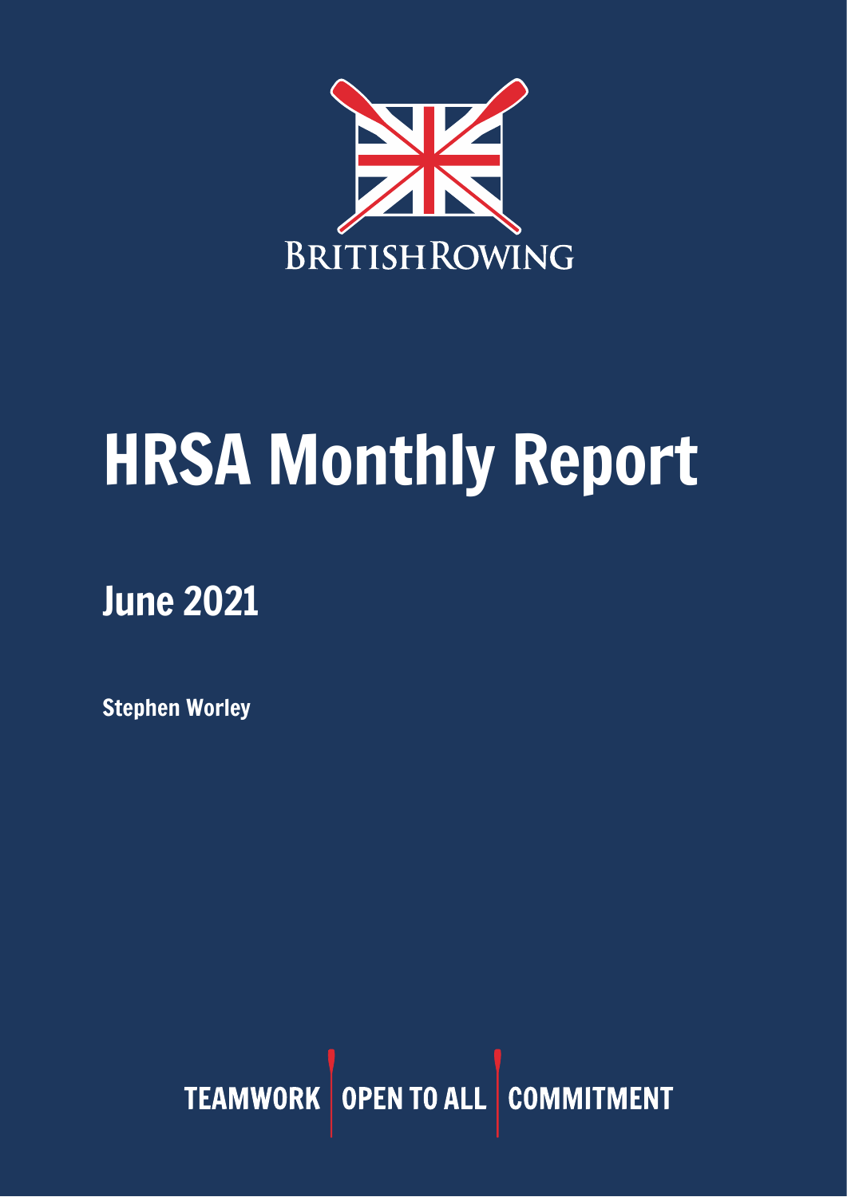BRITISHROWING

# HRSA Monthly Report

## June 2021

**Stephen Worley**

TEAMWORK | OPEN TO ALL | COMMITMENT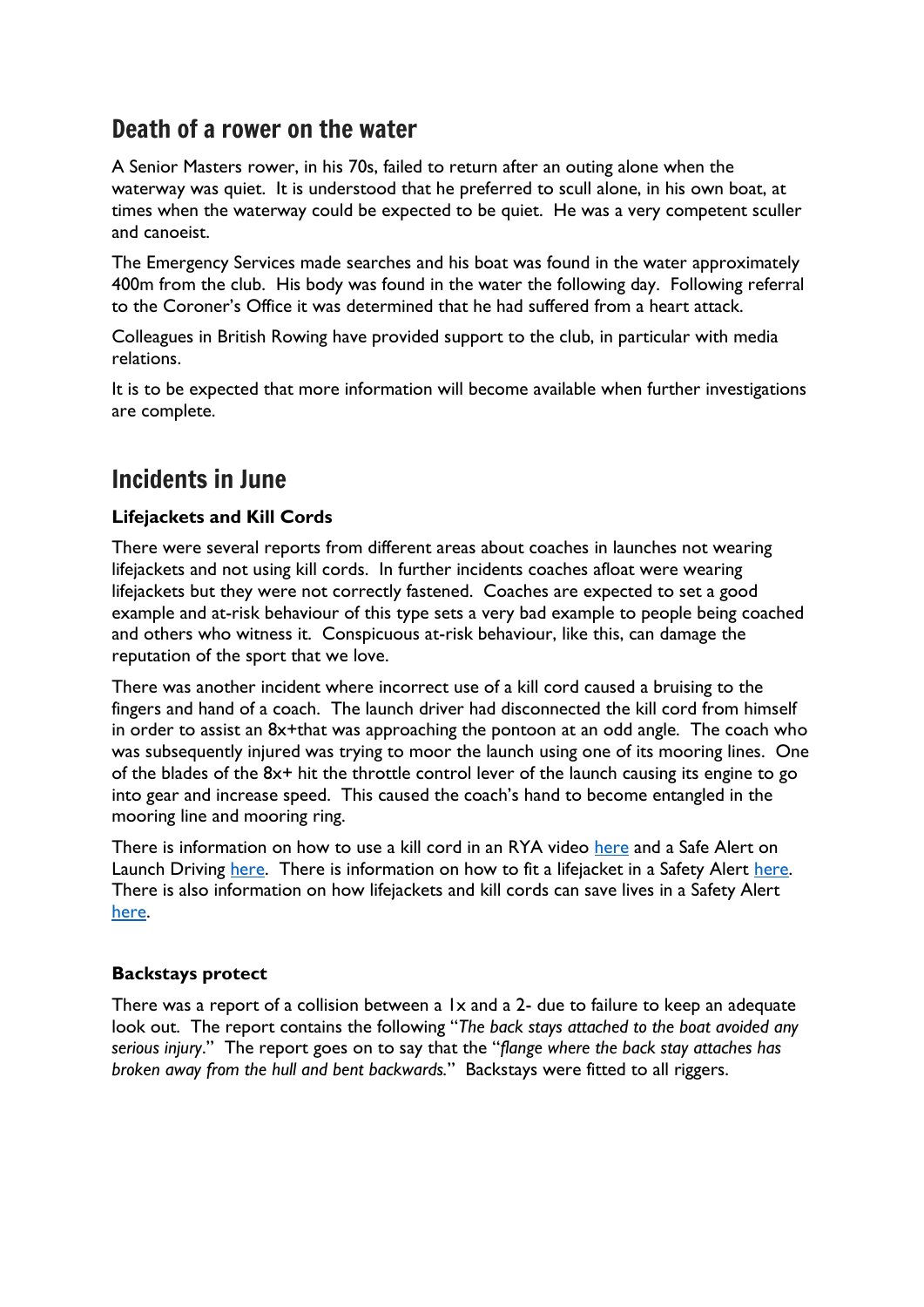## Death of a rower on the water

A Senior Masters rower, in his 70s, failed to return after an outing alone when the waterway was quiet. It is understood that he preferred to scull alone, in his own boat, at times when the waterway could be expected to be quiet. He was a very competent sculler and canoeist.

The Emergency Services made searches and his boat was found in the water approximately 400m from the club. His body was found in the water the following day. Following referral to the Coroner's Office it was determined that he had suffered from a heart attack.

Colleagues in British Rowing have provided support to the club, in particular with media relations.

It is to be expected that more information will become available when further investigations are complete.

## Incidents in June

**Lifejackets and Kill Cords**

There were several reports from different areas about coaches in launches not wearing lifejackets and not using kill cords. In further incidents coaches afloat were wearing lifejackets but they were not correctly fastened. Coaches are expected to set a good example and at-risk behaviour of this type sets a very bad example to people being coached and others who witness it. Conspicuous at-risk behaviour, like this, can damage the reputation of the sport that we love.

There was another incident where incorrect use of a kill cord caused a bruising to the fingers and hand of a coach. The launch driver had disconnected the kill cord from himself in order to assist an 8x+that was approaching the pontoon at an odd angle. The coach who was subsequently injured was trying to moor the launch using one of its mooring lines. One of the blades of the 8x+ hit the throttle control lever of the launch causing its engine to go into gear and increase speed. This caused the coach's hand to become entangled in the mooring line and mooring ring.

There is information on how to use a kill cord in an RYA video here and a Safe Alert on Launch Driving here. There is information on how to fit a lifejacket in a Safety Alert here. There is also information on how lifejackets and kill cords can save lives in a Safety Alert here.

**Backstays protect**

There was a report of a collision between a 1x and a 2- due to failure to keep an adequate look out. The report contains the following "*The back stays attached to the boat avoided any serious injury*." The report goes on to say that the "*flange where the back stay attaches has broken away from the hull and bent backwards.*" Backstays were fitted to all riggers.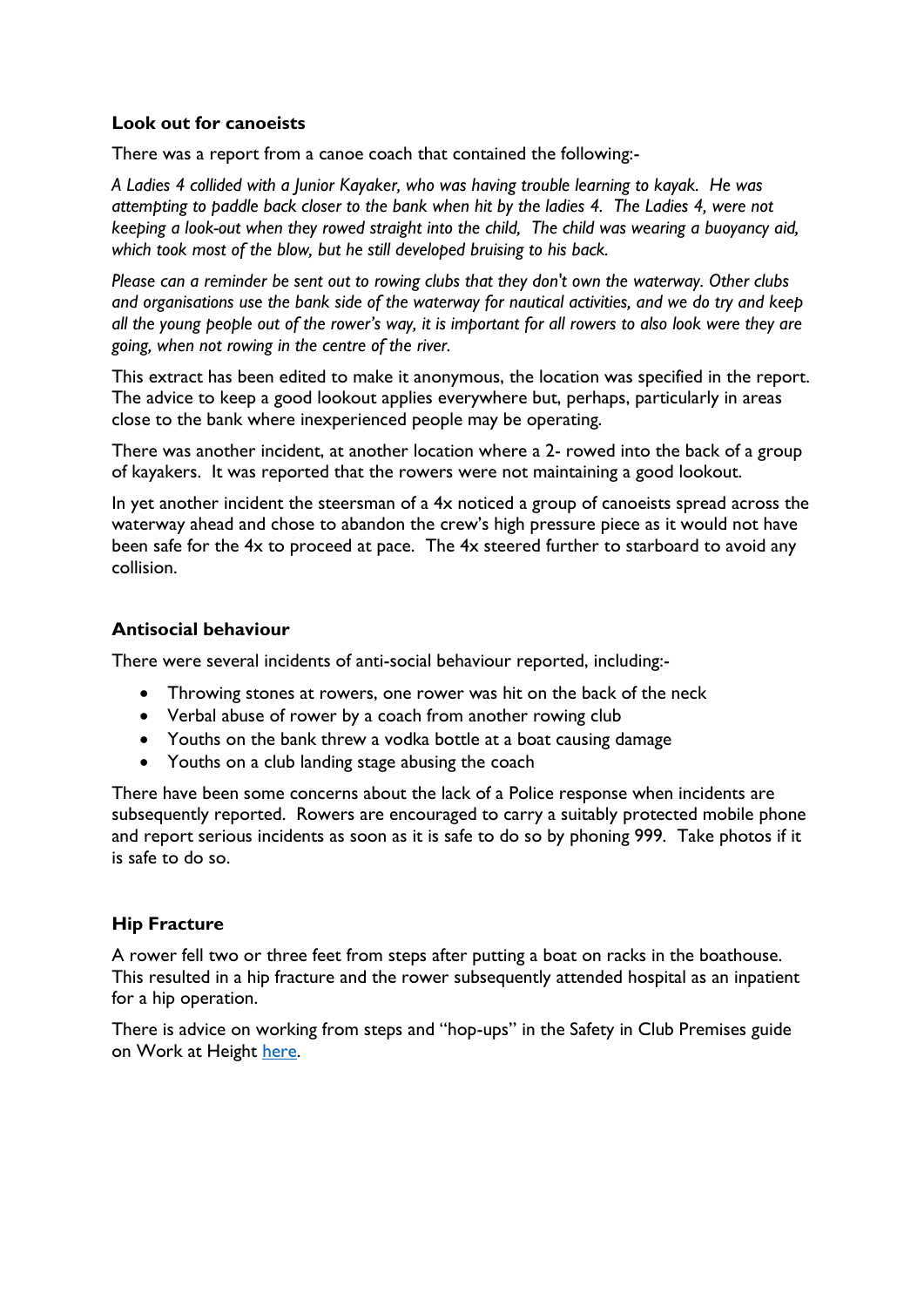**Look out for canoeists**

There was a report from a canoe coach that contained the following:-

*A Ladies 4 collided with a Junior Kayaker, who was having trouble learning to kayak. He was attempting to paddle back closer to the bank when hit by the ladies 4. The Ladies 4, were not keeping a look-out when they rowed straight into the child, The child was wearing a buoyancy aid, which took most of the blow, but he still developed bruising to his back.*

*Please can a reminder be sent out to rowing clubs that they don't own the waterway. Other clubs and organisations use the bank side of the waterway for nautical activities, and we do try and keep all the young people out of the rower's way, it is important for all rowers to also look were they are going, when not rowing in the centre of the river.*

This extract has been edited to make it anonymous, the location was specified in the report. The advice to keep a good lookout applies everywhere but, perhaps, particularly in areas close to the bank where inexperienced people may be operating.

There was another incident, at another location where a 2- rowed into the back of a group of kayakers. It was reported that the rowers were not maintaining a good lookout.

In yet another incident the steersman of a 4x noticed a group of canoeists spread across the waterway ahead and chose to abandon the crew's high pressure piece as it would not have been safe for the 4x to proceed at pace. The 4x steered further to starboard to avoid any collision.

**Antisocial behaviour**

There were several incidents of anti-social behaviour reported, including:-

- Throwing stones at rowers, one rower was hit on the back of the neck
- Verbal abuse of rower by a coach from another rowing club
- Youths on the bank threw a vodka bottle at a boat causing damage
- Youths on a club landing stage abusing the coach

There have been some concerns about the lack of a Police response when incidents are subsequently reported. Rowers are encouraged to carry a suitably protected mobile phone and report serious incidents as soon as it is safe to do so by phoning 999. Take photos if it is safe to do so.

**Hip Fracture**

A rower fell two or three feet from steps after putting a boat on racks in the boathouse. This resulted in a hip fracture and the rower subsequently attended hospital as an inpatient for a hip operation.

There is advice on working from steps and "hop-ups" in the Safety in Club Premises guide on Work at Height here.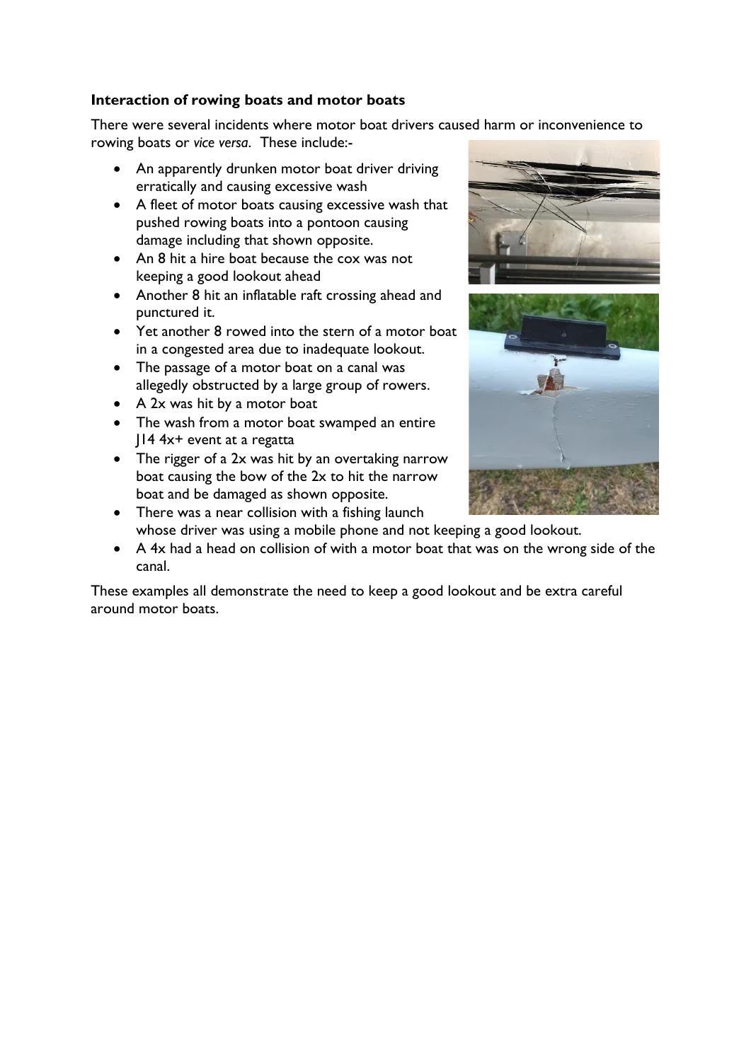**Interaction of rowing boats and motor boats**

There were several incidents where motor boat drivers caused harm or inconvenience to rowing boats or *vice versa*. These include:-

- An apparently drunken motor boat driver driving erratically and causing excessive wash
- A fleet of motor boats causing excessive wash that pushed rowing boats into a pontoon causing damage including that shown opposite.
- An 8 hit a hire boat because the cox was not keeping a good lookout ahead
- Another 8 hit an inflatable raft crossing ahead and punctured it.
- Yet another 8 rowed into the stern of a motor boat in a congested area due to inadequate lookout.
- The passage of a motor boat on a canal was allegedly obstructed by a large group of rowers.
- A 2x was hit by a motor boat
- The wash from a motor boat swamped an entire J14 4x+ event at a regatta
- The rigger of a 2x was hit by an overtaking narrow boat causing the bow of the 2x to hit the narrow boat and be damaged as shown opposite.
- There was a near collision with a fishing launch whose driver was using a mobile phone and not keeping a good lookout.
- A 4x had a head on collision of with a motor boat that was on the wrong side of the canal.

These examples all demonstrate the need to keep a good lookout and be extra careful around motor boats.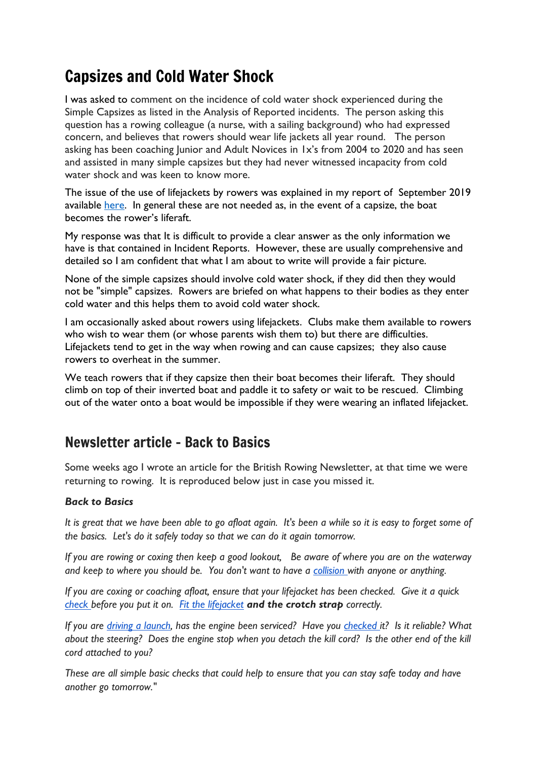## Capsizes and Cold Water Shock

I was asked to comment on the incidence of cold water shock experienced during the Simple Capsizes as listed in the Analysis of Reported incidents. The person asking this question has a rowing colleague (a nurse, with a sailing background) who had expressed concern, and believes that rowers should wear life jackets all year round. The person asking has been coaching Junior and Adult Novices in 1x's from 2004 to 2020 and has seen and assisted in many simple capsizes but they had never witnessed incapacity from cold water shock and was keen to know more.

The issue of the use of lifejackets by rowers was explained in my report of September 2019 available [here](). In general these are not needed as, in the event of a capsize, the boat becomes the rower's liferaft.

My response was that It is difficult to provide a clear answer as the only information we have is that contained in Incident Reports. However, these are usually comprehensive and detailed so I am confident that what I am about to write will provide a fair picture.

None of the simple capsizes should involve cold water shock, if they did then they would not be "simple" capsizes. Rowers are briefed on what happens to their bodies as they enter cold water and this helps them to avoid cold water shock.

I am occasionally asked about rowers using lifejackets. Clubs make them available to rowers who wish to wear them (or whose parents wish them to) but there are difficulties. Lifejackets tend to get in the way when rowing and can cause capsizes; they also cause rowers to overheat in the summer.

We teach rowers that if they capsize then their boat becomes their liferaft. They should climb on top of their inverted boat and paddle it to safety or wait to be rescued. Climbing out of the water onto a boat would be impossible if they were wearing an inflated lifejacket.

## Newsletter article - Back to Basics

Some weeks ago I wrote an article for the British Rowing Newsletter, at that time we were returning to rowing. It is reproduced below just in case you missed it.

***Back to Basics***

*It is great that we have been able to go afloat again. It's been a while so it is easy to forget some of the basics. Let's do it safely today so that we can do it again tomorrow.*

*If you are rowing or coxing then keep a good lookout, Be aware of where you are on the waterway and keep to where you should be. You don't want to have a [collision]() with anyone or anything.*

*If you are coxing or coaching afloat, ensure that your lifejacket has been checked. Give it a quick [check]() before you put it on. [Fit the lifejacket]()* ***and the crotch strap*** *correctly.*

*If you are [driving a launch](), has the engine been serviced? Have you [checked]() it? Is it reliable? What about the steering? Does the engine stop when you detach the kill cord? Is the other end of the kill cord attached to you?*

*These are all simple basic checks that could help to ensure that you can stay safe today and have another go tomorrow."*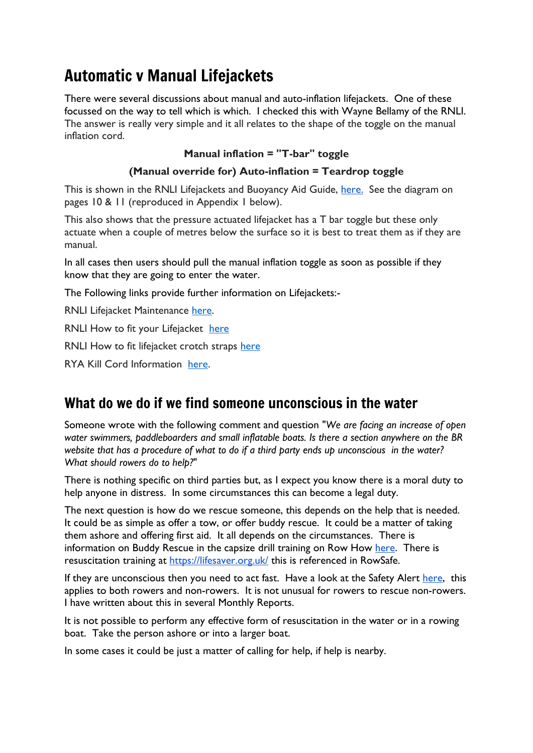## Automatic v Manual Lifejackets

There were several discussions about manual and auto-inflation lifejackets. One of these focussed on the way to tell which is which. I checked this with Wayne Bellamy of the RNLI. The answer is really very simple and it all relates to the shape of the toggle on the manual inflation cord.

**Manual inflation = "T-bar" toggle**

**(Manual override for) Auto-inflation = Teardrop toggle**

This is shown in the RNLI Lifejackets and Buoyancy Aid Guide, here. See the diagram on pages 10 & 11 (reproduced in Appendix 1 below).

This also shows that the pressure actuated lifejacket has a T bar toggle but these only actuate when a couple of metres below the surface so it is best to treat them as if they are manual.

In all cases then users should pull the manual inflation toggle as soon as possible if they know that they are going to enter the water.

The Following links provide further information on Lifejackets:-

RNLI Lifejacket Maintenance here.

RNLI How to fit your Lifejacket here

RNLI How to fit lifejacket crotch straps here

RYA Kill Cord Information here.

## What do we do if we find someone unconscious in the water

Someone wrote with the following comment and question "*We are facing an increase of open water swimmers, paddleboarders and small inflatable boats. Is there a section anywhere on the BR website that has a procedure of what to do if a third party ends up unconscious in the water? What should rowers do to help?*"

There is nothing specific on third parties but, as I expect you know there is a moral duty to help anyone in distress. In some circumstances this can become a legal duty.

The next question is how do we rescue someone, this depends on the help that is needed. It could be as simple as offer a tow, or offer buddy rescue. It could be a matter of taking them ashore and offering first aid. It all depends on the circumstances. There is information on Buddy Rescue in the capsize drill training on Row How here. There is resuscitation training at https://lifesaver.org.uk/ this is referenced in RowSafe.

If they are unconscious then you need to act fast. Have a look at the Safety Alert here, this applies to both rowers and non-rowers. It is not unusual for rowers to rescue non-rowers. I have written about this in several Monthly Reports.

It is not possible to perform any effective form of resuscitation in the water or in a rowing boat. Take the person ashore or into a larger boat.

In some cases it could be just a matter of calling for help, if help is nearby.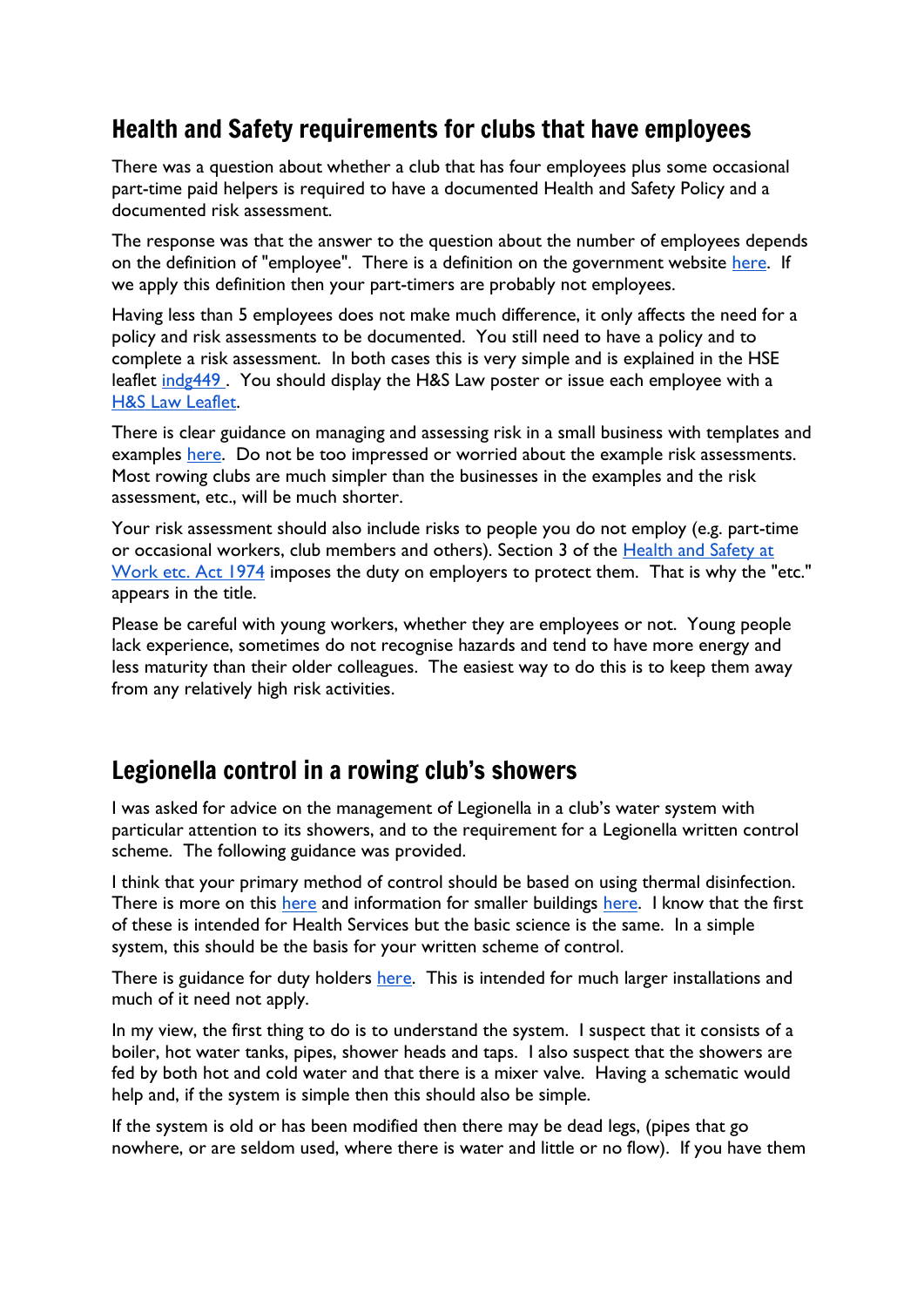## Health and Safety requirements for clubs that have employees

There was a question about whether a club that has four employees plus some occasional part-time paid helpers is required to have a documented Health and Safety Policy and a documented risk assessment.

The response was that the answer to the question about the number of employees depends on the definition of "employee". There is a definition on the government website here. If we apply this definition then your part-timers are probably not employees.

Having less than 5 employees does not make much difference, it only affects the need for a policy and risk assessments to be documented. You still need to have a policy and to complete a risk assessment. In both cases this is very simple and is explained in the HSE leaflet indg449 . You should display the H&S Law poster or issue each employee with a H&S Law Leaflet.

There is clear guidance on managing and assessing risk in a small business with templates and examples here. Do not be too impressed or worried about the example risk assessments. Most rowing clubs are much simpler than the businesses in the examples and the risk assessment, etc., will be much shorter.

Your risk assessment should also include risks to people you do not employ (e.g. part-time or occasional workers, club members and others). Section 3 of the Health and Safety at Work etc. Act 1974 imposes the duty on employers to protect them. That is why the "etc." appears in the title.

Please be careful with young workers, whether they are employees or not. Young people lack experience, sometimes do not recognise hazards and tend to have more energy and less maturity than their older colleagues. The easiest way to do this is to keep them away from any relatively high risk activities.

## Legionella control in a rowing club's showers

I was asked for advice on the management of Legionella in a club's water system with particular attention to its showers, and to the requirement for a Legionella written control scheme. The following guidance was provided.

I think that your primary method of control should be based on using thermal disinfection. There is more on this here and information for smaller buildings here. I know that the first of these is intended for Health Services but the basic science is the same. In a simple system, this should be the basis for your written scheme of control.

There is guidance for duty holders here. This is intended for much larger installations and much of it need not apply.

In my view, the first thing to do is to understand the system. I suspect that it consists of a boiler, hot water tanks, pipes, shower heads and taps. I also suspect that the showers are fed by both hot and cold water and that there is a mixer valve. Having a schematic would help and, if the system is simple then this should also be simple.

If the system is old or has been modified then there may be dead legs, (pipes that go nowhere, or are seldom used, where there is water and little or no flow). If you have them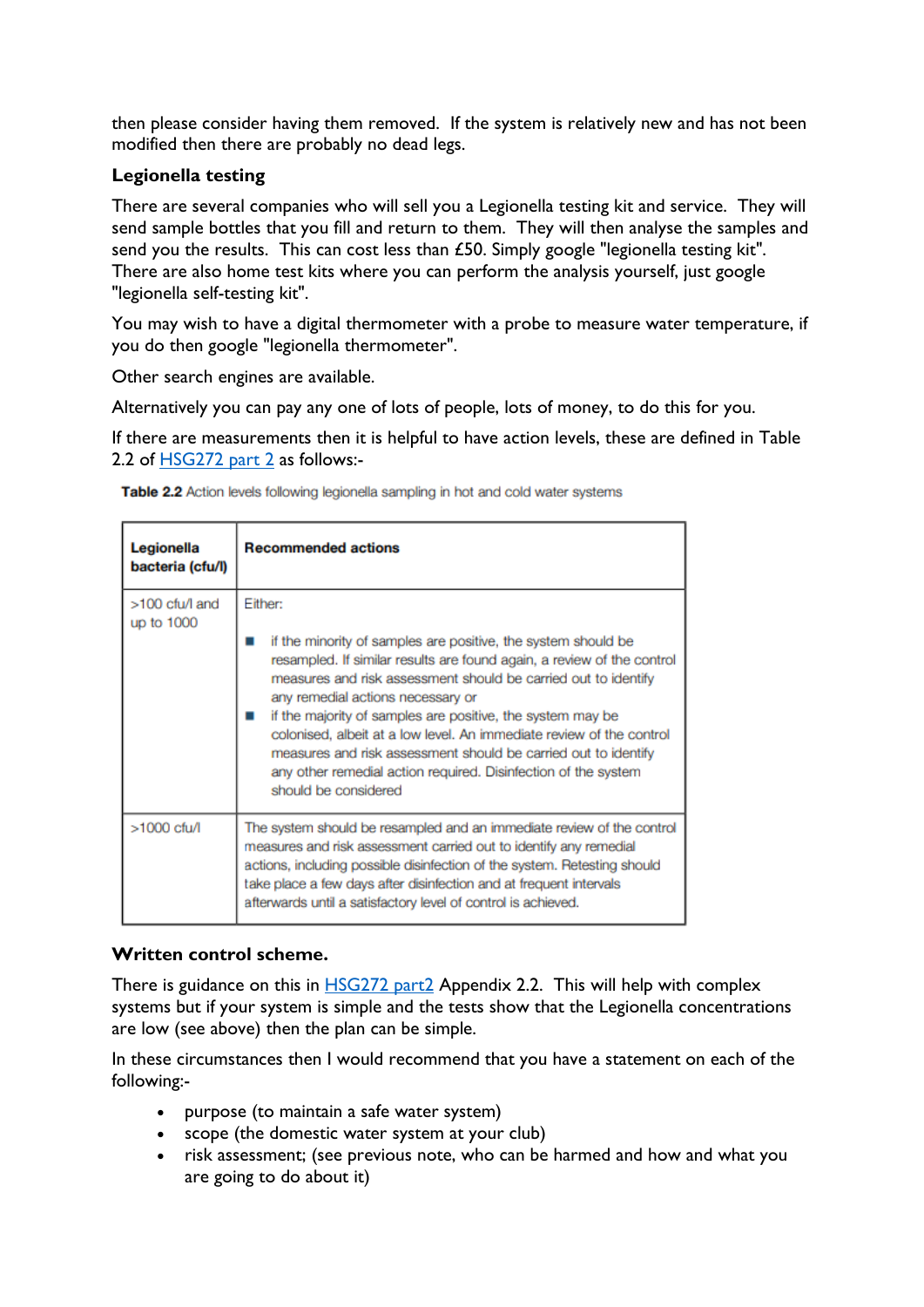then please consider having them removed. If the system is relatively new and has not been modified then there are probably no dead legs.

**Legionella testing**

There are several companies who will sell you a Legionella testing kit and service. They will send sample bottles that you fill and return to them. They will then analyse the samples and send you the results. This can cost less than £50. Simply google "legionella testing kit". There are also home test kits where you can perform the analysis yourself, just google "legionella self-testing kit".

You may wish to have a digital thermometer with a probe to measure water temperature, if you do then google "legionella thermometer".

Other search engines are available.

Alternatively you can pay any one of lots of people, lots of money, to do this for you.

If there are measurements then it is helpful to have action levels, these are defined in Table 2.2 of HSG272 part 2 as follows:-

**Table 2.2** Action levels following legionella sampling in hot and cold water systems

| Legionella bacteria (cfu/l) | Recommended actions |
|---|---|
| >100 cfu/l and up to 1000 | Either:<br>▪ if the minority of samples are positive, the system should be resampled. If similar results are found again, a review of the control measures and risk assessment should be carried out to identify any remedial actions necessary or<br>▪ if the majority of samples are positive, the system may be colonised, albeit at a low level. An immediate review of the control measures and risk assessment should be carried out to identify any other remedial action required. Disinfection of the system should be considered |
| >1000 cfu/l | The system should be resampled and an immediate review of the control measures and risk assessment carried out to identify any remedial actions, including possible disinfection of the system. Retesting should take place a few days after disinfection and at frequent intervals afterwards until a satisfactory level of control is achieved. |

**Written control scheme.**

There is guidance on this in HSG272 part2 Appendix 2.2. This will help with complex systems but if your system is simple and the tests show that the Legionella concentrations are low (see above) then the plan can be simple.

In these circumstances then I would recommend that you have a statement on each of the following:-

- purpose (to maintain a safe water system)
- scope (the domestic water system at your club)
- risk assessment; (see previous note, who can be harmed and how and what you are going to do about it)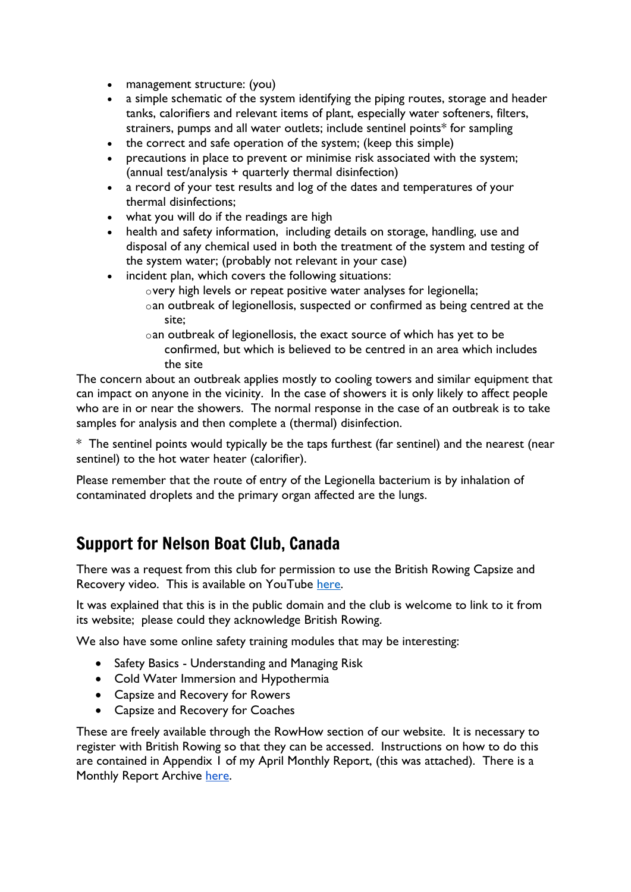- management structure: (you)
- a simple schematic of the system identifying the piping routes, storage and header tanks, calorifiers and relevant items of plant, especially water softeners, filters, strainers, pumps and all water outlets; include sentinel points* for sampling
- the correct and safe operation of the system; (keep this simple)
- precautions in place to prevent or minimise risk associated with the system; (annual test/analysis + quarterly thermal disinfection)
- a record of your test results and log of the dates and temperatures of your thermal disinfections;
- what you will do if the readings are high
- health and safety information, including details on storage, handling, use and disposal of any chemical used in both the treatment of the system and testing of the system water; (probably not relevant in your case)
- incident plan, which covers the following situations:
  - very high levels or repeat positive water analyses for legionella;
  - an outbreak of legionellosis, suspected or confirmed as being centred at the site;
  - an outbreak of legionellosis, the exact source of which has yet to be confirmed, but which is believed to be centred in an area which includes the site

The concern about an outbreak applies mostly to cooling towers and similar equipment that can impact on anyone in the vicinity. In the case of showers it is only likely to affect people who are in or near the showers. The normal response in the case of an outbreak is to take samples for analysis and then complete a (thermal) disinfection.

* The sentinel points would typically be the taps furthest (far sentinel) and the nearest (near sentinel) to the hot water heater (calorifier).

Please remember that the route of entry of the Legionella bacterium is by inhalation of contaminated droplets and the primary organ affected are the lungs.

## Support for Nelson Boat Club, Canada

There was a request from this club for permission to use the British Rowing Capsize and Recovery video. This is available on YouTube here.

It was explained that this is in the public domain and the club is welcome to link to it from its website; please could they acknowledge British Rowing.

We also have some online safety training modules that may be interesting:

- Safety Basics - Understanding and Managing Risk
- Cold Water Immersion and Hypothermia
- Capsize and Recovery for Rowers
- Capsize and Recovery for Coaches

These are freely available through the RowHow section of our website. It is necessary to register with British Rowing so that they can be accessed. Instructions on how to do this are contained in Appendix 1 of my April Monthly Report, (this was attached). There is a Monthly Report Archive here.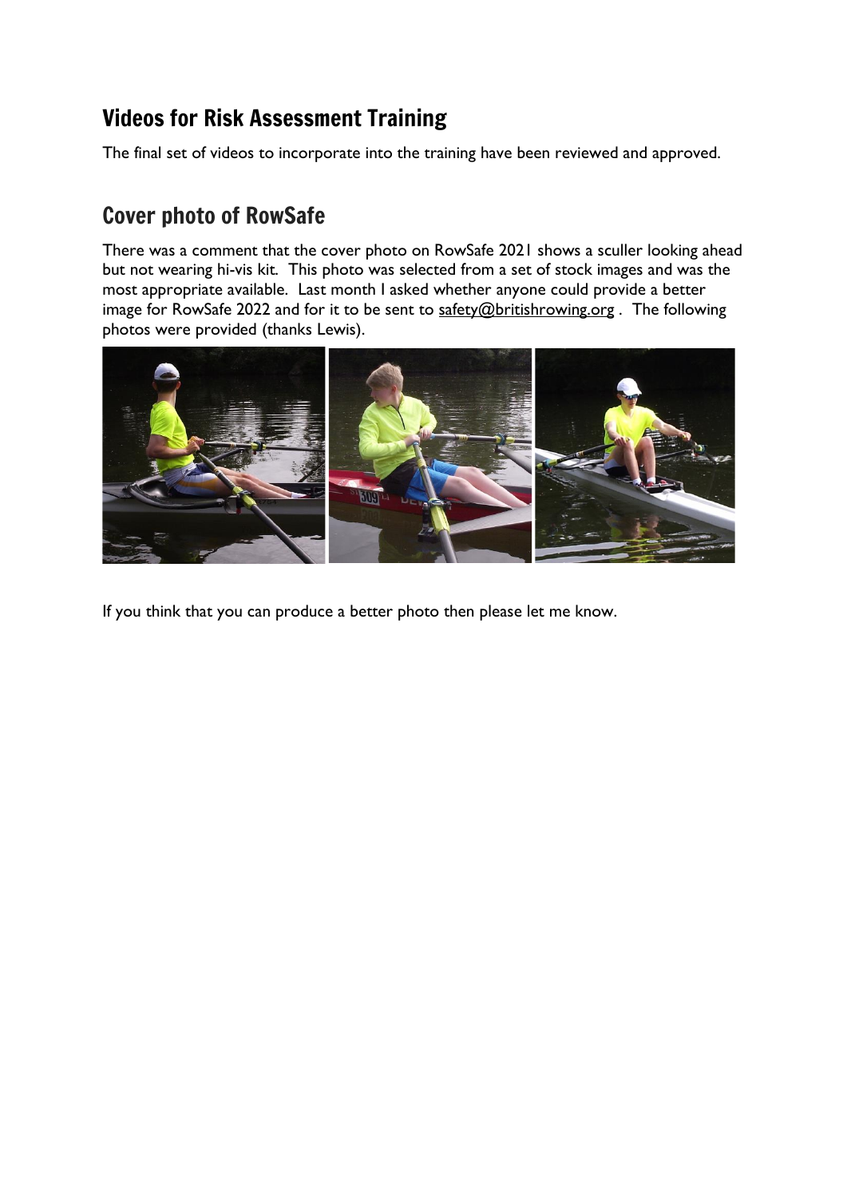## Videos for Risk Assessment Training

The final set of videos to incorporate into the training have been reviewed and approved.

## Cover photo of RowSafe

There was a comment that the cover photo on RowSafe 2021 shows a sculler looking ahead but not wearing hi-vis kit. This photo was selected from a set of stock images and was the most appropriate available. Last month I asked whether anyone could provide a better image for RowSafe 2022 and for it to be sent to safety@britishrowing.org . The following photos were provided (thanks Lewis).

If you think that you can produce a better photo then please let me know.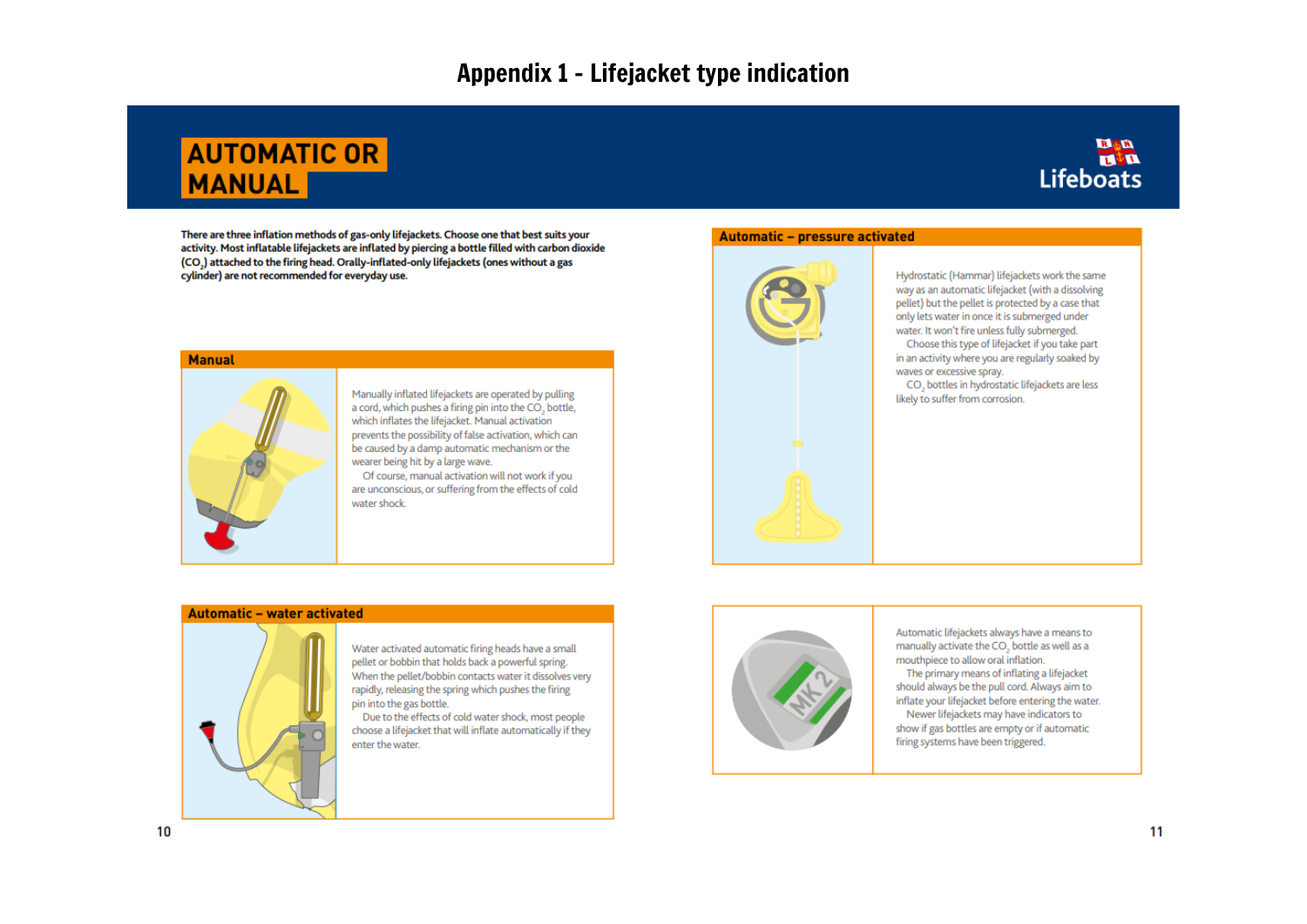# Appendix 1 - Lifejacket type indication

## AUTOMATIC OR MANUAL

Lifeboats

**There are three inflation methods of gas-only lifejackets. Choose one that best suits your activity. Most inflatable lifejackets are inflated by piercing a bottle filled with carbon dioxide ($CO_2$) attached to the firing head. Orally-inflated-only lifejackets (ones without a gas cylinder) are not recommended for everyday use.**

### Manual

Manually inflated lifejackets are operated by pulling a cord, which pushes a firing pin into the $CO_2$ bottle, which inflates the lifejacket. Manual activation prevents the possibility of false activation, which can be caused by a damp automatic mechanism or the wearer being hit by a large wave.

Of course, manual activation will not work if you are unconscious, or suffering from the effects of cold water shock.

### Automatic – water activated

Water activated automatic firing heads have a small pellet or bobbin that holds back a powerful spring. When the pellet/bobbin contacts water it dissolves very rapidly, releasing the spring which pushes the firing pin into the gas bottle.

Due to the effects of cold water shock, most people choose a lifejacket that will inflate automatically if they enter the water.

### Automatic – pressure activated

Hydrostatic (Hammar) lifejackets work the same way as an automatic lifejacket (with a dissolving pellet) but the pellet is protected by a case that only lets water in once it is submerged under water. It won't fire unless fully submerged.

Choose this type of lifejacket if you take part in an activity where you are regularly soaked by waves or excessive spray.

$CO_2$ bottles in hydrostatic lifejackets are less likely to suffer from corrosion.

MK 2

Automatic lifejackets always have a means to manually activate the $CO_2$ bottle as well as a mouthpiece to allow oral inflation.

The primary means of inflating a lifejacket should always be the pull cord. Always aim to inflate your lifejacket before entering the water.

Newer lifejackets may have indicators to show if gas bottles are empty or if automatic firing systems have been triggered.